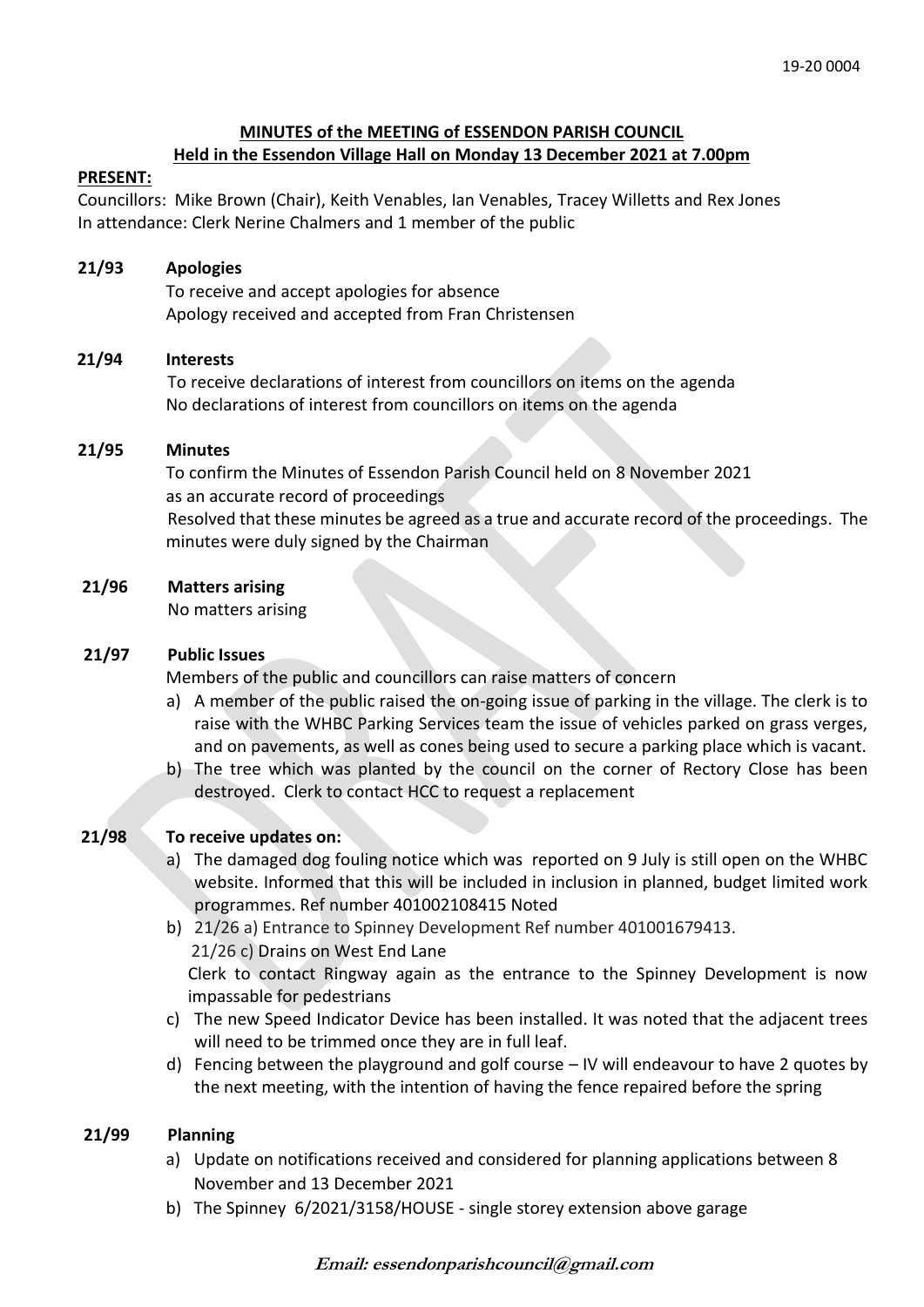19-20 0004

## MINUTES of the MEETING of ESSENDON PARISH COUNCIL
## Held in the Essendon Village Hall on Monday 13 December 2021 at 7.00pm

**PRESENT:**

Councillors: Mike Brown (Chair), Keith Venables, Ian Venables, Tracey Willetts and Rex Jones
In attendance: Clerk Nerine Chalmers and 1 member of the public

**21/93 Apologies**

To receive and accept apologies for absence
Apology received and accepted from Fran Christensen

**21/94 Interests**

To receive declarations of interest from councillors on items on the agenda
No declarations of interest from councillors on items on the agenda

**21/95 Minutes**

To confirm the Minutes of Essendon Parish Council held on 8 November 2021 as an accurate record of proceedings
Resolved that these minutes be agreed as a true and accurate record of the proceedings. The minutes were duly signed by the Chairman

**21/96 Matters arising**

No matters arising

**21/97 Public Issues**

Members of the public and councillors can raise matters of concern

a) A member of the public raised the on-going issue of parking in the village. The clerk is to raise with the WHBC Parking Services team the issue of vehicles parked on grass verges, and on pavements, as well as cones being used to secure a parking place which is vacant.
b) The tree which was planted by the council on the corner of Rectory Close has been destroyed. Clerk to contact HCC to request a replacement

**21/98 To receive updates on:**

a) The damaged dog fouling notice which was reported on 9 July is still open on the WHBC website. Informed that this will be included in inclusion in planned, budget limited work programmes. Ref number 401002108415 Noted
b) 21/26 a) Entrance to Spinney Development Ref number 401001679413.
   21/26 c) Drains on West End Lane
   Clerk to contact Ringway again as the entrance to the Spinney Development is now impassable for pedestrians
c) The new Speed Indicator Device has been installed. It was noted that the adjacent trees will need to be trimmed once they are in full leaf.
d) Fencing between the playground and golf course – IV will endeavour to have 2 quotes by the next meeting, with the intention of having the fence repaired before the spring

**21/99 Planning**

a) Update on notifications received and considered for planning applications between 8 November and 13 December 2021
b) The Spinney 6/2021/3158/HOUSE - single storey extension above garage

***Email: essendonparishcouncil@gmail.com***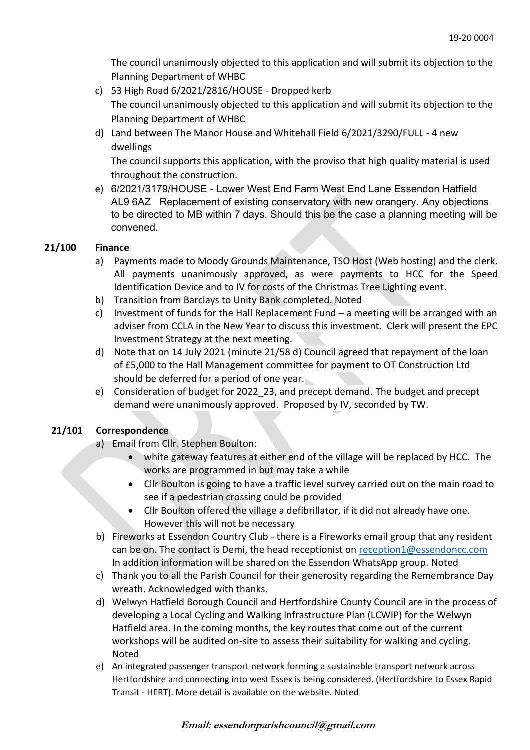The council unanimously objected to this application and will submit its objection to the Planning Department of WHBC

c) 53 High Road 6/2021/2816/HOUSE - Dropped kerb
   The council unanimously objected to this application and will submit its objection to the Planning Department of WHBC
d) Land between The Manor House and Whitehall Field 6/2021/3290/FULL - 4 new dwellings
   The council supports this application, with the proviso that high quality material is used throughout the construction.
e) 6/2021/3179/HOUSE - Lower West End Farm West End Lane Essendon Hatfield AL9 6AZ Replacement of existing conservatory with new orangery. Any objections to be directed to MB within 7 days. Should this be the case a planning meeting will be convened.

**21/100 Finance**

a) Payments made to Moody Grounds Maintenance, TSO Host (Web hosting) and the clerk. All payments unanimously approved, as were payments to HCC for the Speed Identification Device and to IV for costs of the Christmas Tree Lighting event.
b) Transition from Barclays to Unity Bank completed. Noted
c) Investment of funds for the Hall Replacement Fund – a meeting will be arranged with an adviser from CCLA in the New Year to discuss this investment. Clerk will present the EPC Investment Strategy at the next meeting.
d) Note that on 14 July 2021 (minute 21/58 d) Council agreed that repayment of the loan of £5,000 to the Hall Management committee for payment to OT Construction Ltd should be deferred for a period of one year.
e) Consideration of budget for 2022_23, and precept demand. The budget and precept demand were unanimously approved. Proposed by IV, seconded by TW.

**21/101 Correspondence**

a) Email from Cllr. Stephen Boulton:
   - white gateway features at either end of the village will be replaced by HCC. The works are programmed in but may take a while
   - Cllr Boulton is going to have a traffic level survey carried out on the main road to see if a pedestrian crossing could be provided
   - Cllr Boulton offered the village a defibrillator, if it did not already have one. However this will not be necessary
b) Fireworks at Essendon Country Club - there is a Fireworks email group that any resident can be on. The contact is Demi, the head receptionist on reception1@essendoncc.com In addition information will be shared on the Essendon WhatsApp group. Noted
c) Thank you to all the Parish Council for their generosity regarding the Remembrance Day wreath. Acknowledged with thanks.
d) Welwyn Hatfield Borough Council and Hertfordshire County Council are in the process of developing a Local Cycling and Walking Infrastructure Plan (LCWIP) for the Welwyn Hatfield area. In the coming months, the key routes that come out of the current workshops will be audited on-site to assess their suitability for walking and cycling. Noted
e) An integrated passenger transport network forming a sustainable transport network across Hertfordshire and connecting into west Essex is being considered. (Hertfordshire to Essex Rapid Transit - HERT). More detail is available on the website. Noted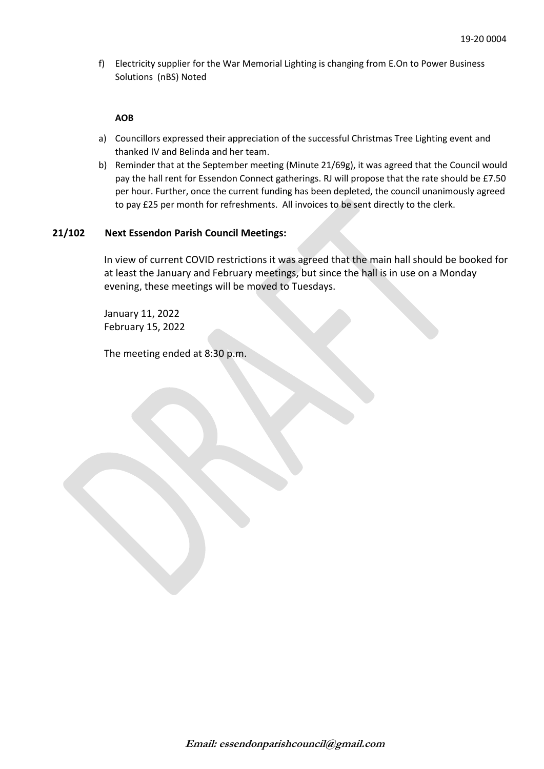f) Electricity supplier for the War Memorial Lighting is changing from E.On to Power Business Solutions (nBS) Noted

**AOB**

a) Councillors expressed their appreciation of the successful Christmas Tree Lighting event and thanked IV and Belinda and her team.
b) Reminder that at the September meeting (Minute 21/69g), it was agreed that the Council would pay the hall rent for Essendon Connect gatherings. RJ will propose that the rate should be £7.50 per hour. Further, once the current funding has been depleted, the council unanimously agreed to pay £25 per month for refreshments. All invoices to be sent directly to the clerk.

**21/102 Next Essendon Parish Council Meetings:**

In view of current COVID restrictions it was agreed that the main hall should be booked for at least the January and February meetings, but since the hall is in use on a Monday evening, these meetings will be moved to Tuesdays.

January 11, 2022
February 15, 2022

The meeting ended at 8:30 p.m.

**Email: essendonparishcouncil@gmail.com**